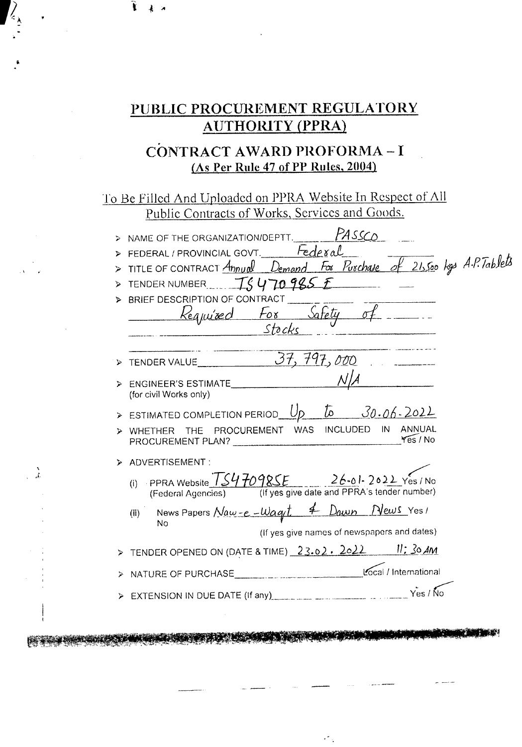# PUBLIC PROCUREMENT REGULATORY AUTHORITY (PPRA)

## CONTRACT AWARD PROFORMA – I

**(As Per Rule 47 of PP Rules, 2004)**

To Be Filled And Uploaded on PPRA Website In Respect of All Public Contracts of Works, Services and Goods.

- NAME OF THE ORGANIZATION/DEPTT. PASSCO
- FEDERAL / PROVINCIAL GOVT. Federal
- TITLE OF CONTRACT Annual Demand For Purchase of 21,500 kgs A.P. Tablets
- TENDER NUMBER TS470985E
- BRIEF DESCRIPTION OF CONTRACT Required For Safety of Stocks
- TENDER VALUE 37,797,000
- ENGINEER'S ESTIMATE N/A
  (for civil Works only)
- ESTIMATED COMPLETION PERIOD Up to 30.06.2022
- WHETHER THE PROCUREMENT WAS INCLUDED IN ANNUAL PROCUREMENT PLAN? Yes / No
- ADVERTISEMENT :
  - (i) PPRA Website TS470985E 26-01-2022 Yes / No
    (Federal Agencies) (If yes give date and PPRA's tender number)
  - (ii) News Papers Naw-e-Waqt & Dawn News Yes / No
    (If yes give names of newspapers and dates)
- TENDER OPENED ON (DATE & TIME) 23.02.2022 11:30 AM
- NATURE OF PURCHASE Local / International
- EXTENSION IN DUE DATE (If any) Yes / No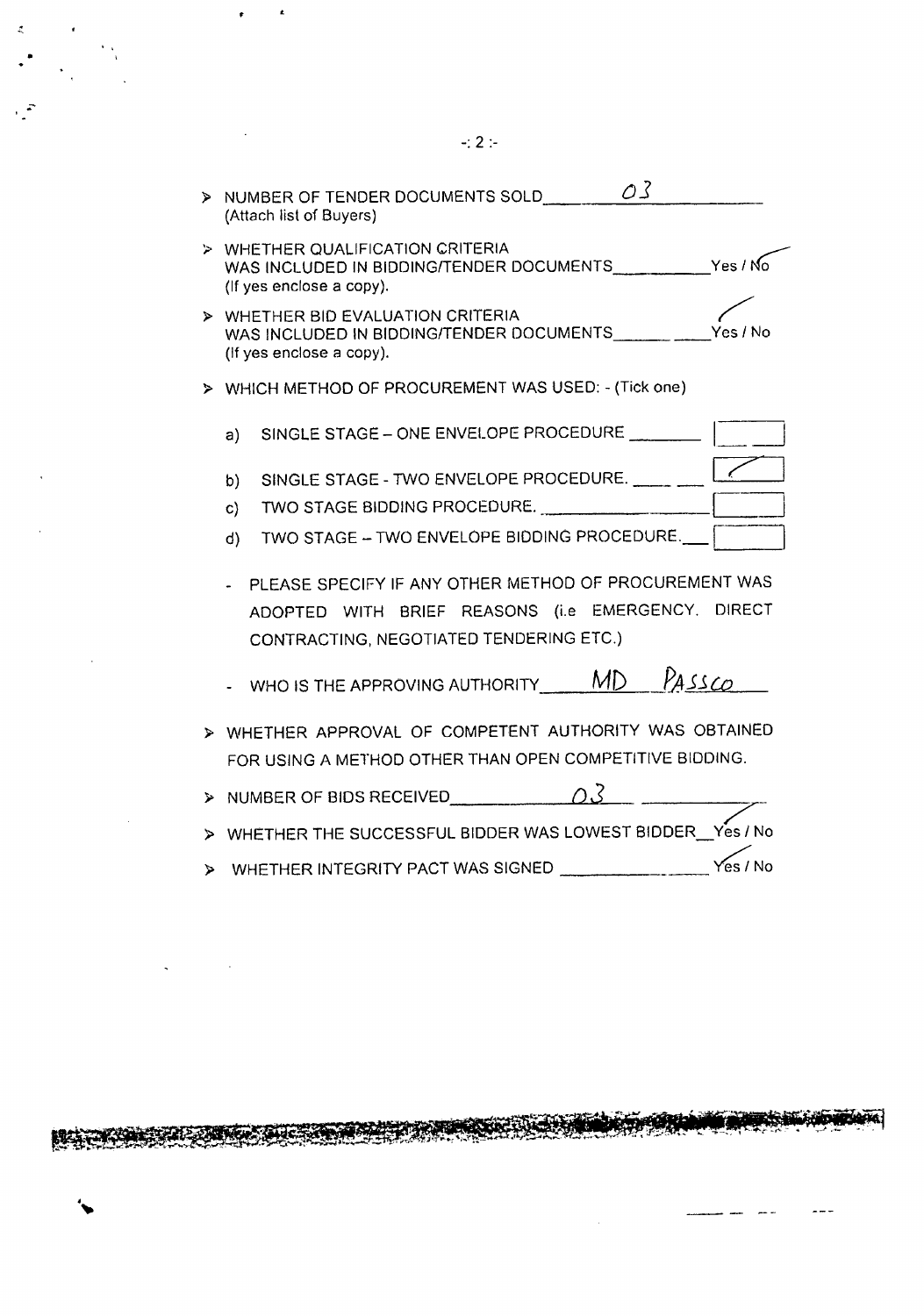- NUMBER OF TENDER DOCUMENTS SOLD ______ 03 ______
  (Attach list of Buyers)

- WHETHER QUALIFICATION CRITERIA
  WAS INCLUDED IN BIDDING/TENDER DOCUMENTS __________ Yes / No ✓
  (If yes enclose a copy).

- WHETHER BID EVALUATION CRITERIA
  WAS INCLUDED IN BIDDING/TENDER DOCUMENTS __________ Yes ✓ / No
  (If yes enclose a copy).

- WHICH METHOD OF PROCUREMENT WAS USED: - (Tick one)

  a) SINGLE STAGE – ONE ENVELOPE PROCEDURE ________ [ ]

  b) SINGLE STAGE - TWO ENVELOPE PROCEDURE. ______ [✓]

  c) TWO STAGE BIDDING PROCEDURE. ______________ [ ]

  d) TWO STAGE – TWO ENVELOPE BIDDING PROCEDURE.___ [ ]

  - PLEASE SPECIFY IF ANY OTHER METHOD OF PROCUREMENT WAS ADOPTED WITH BRIEF REASONS (i.e EMERGENCY, DIRECT CONTRACTING, NEGOTIATED TENDERING ETC.)

  - WHO IS THE APPROVING AUTHORITY ______ MD PASSCO ______

- WHETHER APPROVAL OF COMPETENT AUTHORITY WAS OBTAINED FOR USING A METHOD OTHER THAN OPEN COMPETITIVE BIDDING.

- NUMBER OF BIDS RECEIVED ______ 03 ______

- WHETHER THE SUCCESSFUL BIDDER WAS LOWEST BIDDER __ Yes ✓ / No

- WHETHER INTEGRITY PACT WAS SIGNED ______________ Yes ✓ / No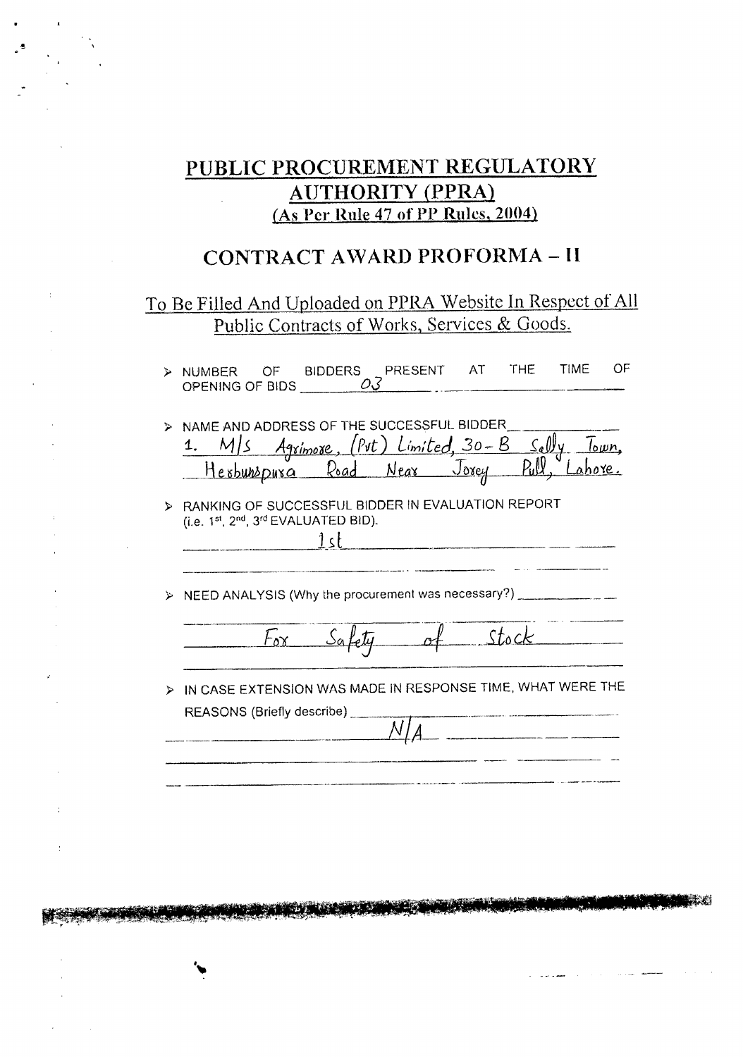# PUBLIC PROCUREMENT REGULATORY AUTHORITY (PPRA)

(As Per Rule 47 of PP Rules, 2004)

## CONTRACT AWARD PROFORMA – II

To Be Filled And Uploaded on PPRA Website In Respect of All Public Contracts of Works, Services & Goods.

- NUMBER OF BIDDERS PRESENT AT THE TIME OF OPENING OF BIDS 03

- NAME AND ADDRESS OF THE SUCCESSFUL BIDDER
  1. M/s Agrimore, (Pvt) Limited, 30-B Sally Town, Herbunspura Road Near Jorey Pull, Lahore.

- RANKING OF SUCCESSFUL BIDDER IN EVALUATION REPORT (i.e. 1st, 2nd, 3rd EVALUATED BID).
  1st

- NEED ANALYSIS (Why the procurement was necessary?)
  For Safety of Stock

- IN CASE EXTENSION WAS MADE IN RESPONSE TIME, WHAT WERE THE REASONS (Briefly describe)
  N/A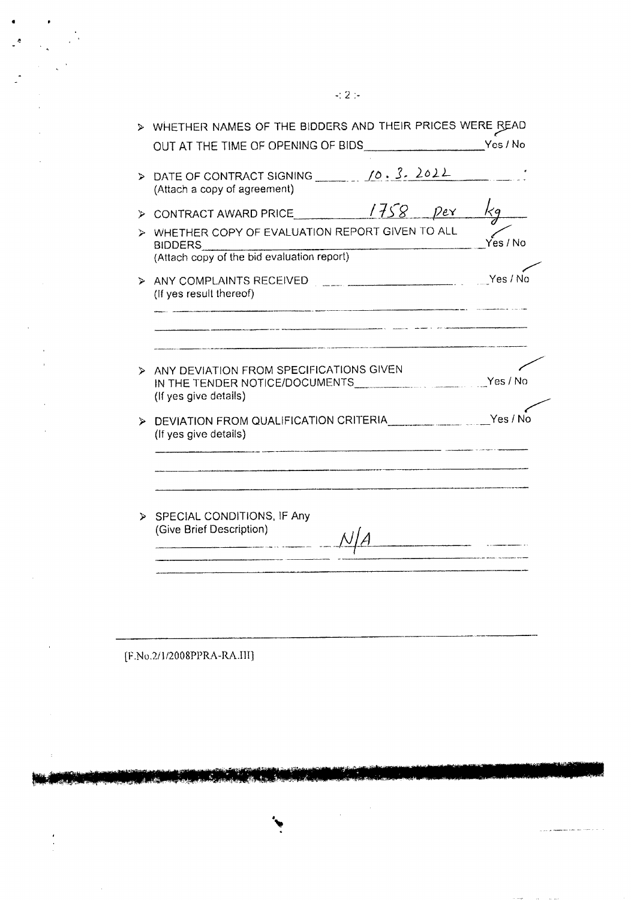- WHETHER NAMES OF THE BIDDERS AND THEIR PRICES WERE READ OUT AT THE TIME OF OPENING OF BIDS __________________ Yes / No

- DATE OF CONTRACT SIGNING ______ 10.3.2022 ______
  (Attach a copy of agreement)

- CONTRACT AWARD PRICE ______ 1758 per kg ______

- WHETHER COPY OF EVALUATION REPORT GIVEN TO ALL BIDDERS __________________ Yes / No
  (Attach copy of the bid evaluation report)

- ANY COMPLAINTS RECEIVED __________________ Yes / No
  (If yes result thereof)

- ANY DEVIATION FROM SPECIFICATIONS GIVEN IN THE TENDER NOTICE/DOCUMENTS __________________ Yes / No
  (If yes give details)

- DEVIATION FROM QUALIFICATION CRITERIA __________________ Yes / No
  (If yes give details)

- SPECIAL CONDITIONS, IF Any
  (Give Brief Description)
  N/A

[F.No.2/1/2008PPRA-RA.III]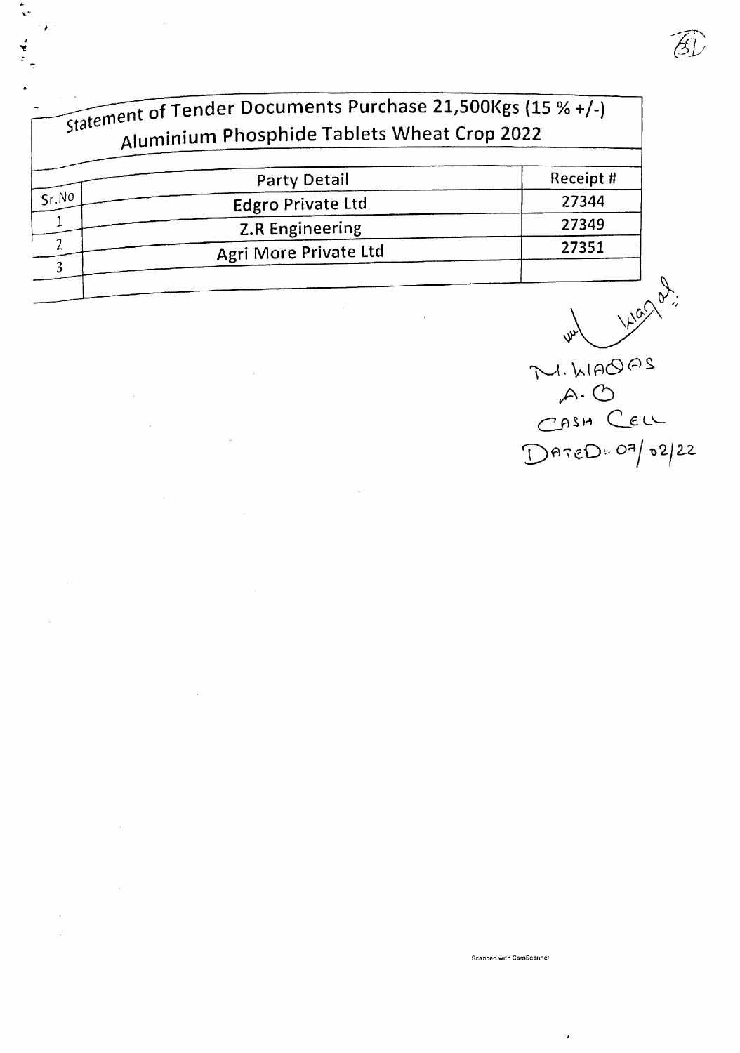## Statement of Tender Documents Purchase 21,500Kgs (15 % +/-) Aluminium Phosphide Tablets Wheat Crop 2022

| Sr.No | Party Detail | Receipt # |
|---|---|---|
| 1 | Edgro Private Ltd | 27344 |
| 2 | Z.R Engineering | 27349 |
| 3 | Agri More Private Ltd | 27351 |
| | | |

M. WAQAS
A.O
CASH CELL
DATED: 07/02/22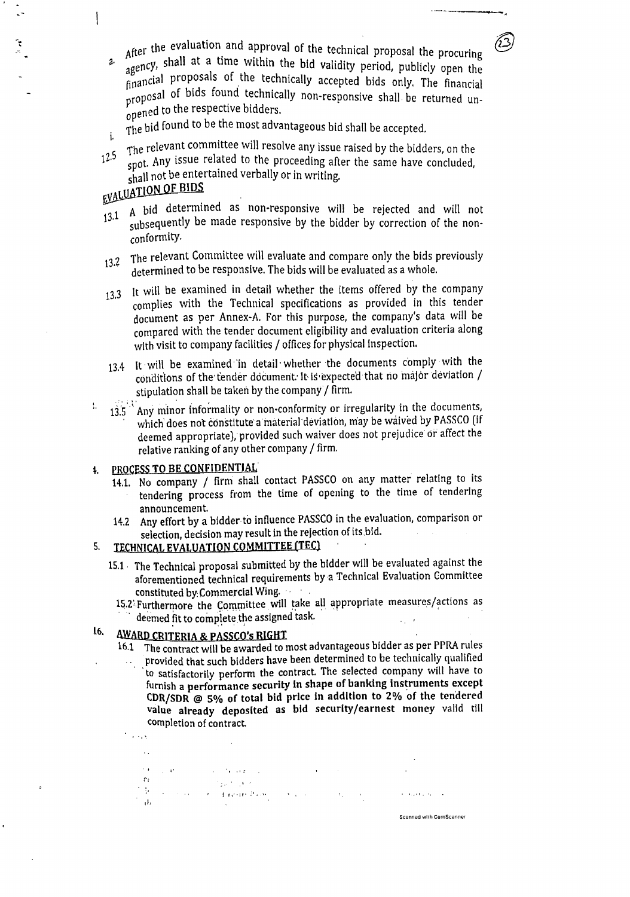h. After the evaluation and approval of the technical proposal the procuring agency, shall at a time within the bid validity period, publicly open the financial proposals of the technically accepted bids only. The financial proposal of bids found technically non-responsive shall be returned un-opened to the respective bidders.

i. The bid found to be the most advantageous bid shall be accepted.

12.5 The relevant committee will resolve any issue raised by the bidders, on the spot. Any issue related to the proceeding after the same have concluded, shall not be entertained verbally or in writing.

## 13. EVALUATION OF BIDS

13.1 A bid determined as non-responsive will be rejected and will not subsequently be made responsive by the bidder by correction of the non-conformity.

13.2 The relevant Committee will evaluate and compare only the bids previously determined to be responsive. The bids will be evaluated as a whole.

13.3 It will be examined in detail whether the items offered by the company complies with the Technical specifications as provided in this tender document as per Annex-A. For this purpose, the company's data will be compared with the tender document eligibility and evaluation criteria along with visit to company facilities / offices for physical inspection.

13.4 It will be examined in detail whether the documents comply with the conditions of the tender document. It is expected that no major deviation / stipulation shall be taken by the company / firm.

13.5 Any minor informality or non-conformity or irregularity in the documents, which does not constitute a material deviation, may be waived by PASSCO (if deemed appropriate), provided such waiver does not prejudice or affect the relative ranking of any other company / firm.

## 14. PROCESS TO BE CONFIDENTIAL

14.1. No company / firm shall contact PASSCO on any matter relating to its tendering process from the time of opening to the time of tendering announcement.

14.2 Any effort by a bidder to influence PASSCO in the evaluation, comparison or selection, decision may result in the rejection of its bid.

## 15. TECHNICAL EVALUATION COMMITTEE (TEC)

15.1 The Technical proposal submitted by the bidder will be evaluated against the aforementioned technical requirements by a Technical Evaluation Committee constituted by Commercial Wing.

15.2 Furthermore the Committee will take all appropriate measures/actions as deemed fit to complete the assigned task.

## 16. AWARD CRITERIA & PASSCO's RIGHT

16.1 The contract will be awarded to most advantageous bidder as per PPRA rules provided that such bidders have been determined to be technically qualified to satisfactorily perform the contract. The selected company will have to furnish a **performance security in shape of banking instruments except CDR/SDR @ 5% of total bid price in addition to 2% of the tendered value already deposited as bid security/earnest money** valid till completion of contract.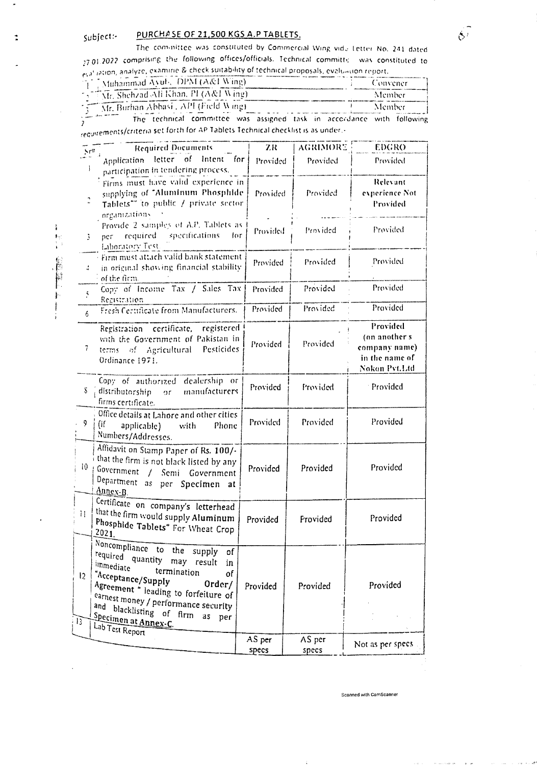Subject:- **PURCHASE OF 21,500 KGS A.P TABLETS.**

The committee was constituted by Commercial Wing vide Letter No. 241 dated 27.01.2022 comprising the following offices/officials. Technical committee was constituted to evaluation, analyze, examine & check suitability of technical proposals, evaluation report.

| | | |
|---|---|---|
| 1 | Muhammad Ayub, DPM (A&I Wing) | Convener |
| 2 | Mr. Shehzad Ali Khan, PI (A&I Wing) | Member |
| 3 | Mr. Burhan Abbasi, API (Field Wing) | Member |

The technical committee was assigned task in accordance with following requirements/criteria set forth for AP Tablets Technical checklist is as under:-

| Sr# | Required Documents | ZR | AGRIMORE | EDGRO |
|---|---|---|---|---|
| 1 | Application letter of Intent for participation in tendering process. | Provided | Provided | Provided |
| 2 | Firms must have valid experience in supplying of "Aluminum Phosphide Tablets" to public / private sector organizations | Provided | Provided | Relevant experience Not Provided |
| 3 | Provide 2 samples of A.P. Tablets as per required specifications for Laboratory Test | Provided | Provided | Provided |
| 4 | Firm must attach valid bank statement in original showing financial stability of the firm. | Provided | Provided | Provided |
| 5 | Copy of Income Tax / Sales Tax Registration | Provided | Provided | Provided |
| 6 | Fresh Certificate from Manufacturers. | Provided | Provided | Provided |
| 7 | Registration certificate, registered with the Government of Pakistan in terms of Agricultural Pesticides Ordinance 1971. | Provided | Provided | Provided (on another's company name) in the name of Nokon Pvt.Ltd |
| 8 | Copy of authorized dealership or distributorship or manufacturers firms certificate. | Provided | Provided | Provided |
| 9 | Office details at Lahore and other cities (if applicable) with Phone Numbers/Addresses. | Provided | Provided | Provided |
| 10 | Affidavit on Stamp Paper of Rs. 100/- that the firm is not black listed by any Government / Semi Government Department as per Specimen at Annex-B | Provided | Provided | Provided |
| 11 | Certificate on company's letterhead that the firm would supply Aluminum Phosphide Tablets" For Wheat Crop 2021. | Provided | Provided | Provided |
| 12 | Noncompliance to the supply of required quantity may result in immediate termination of "Acceptance/Supply Order/ Agreement " leading to forfeiture of earnest money / performance security and blacklisting of firm as per Specimen at Annex-C. | Provided | Provided | Provided |
| 13 | Lab Test Report | AS per specs | AS per specs | Not as per specs |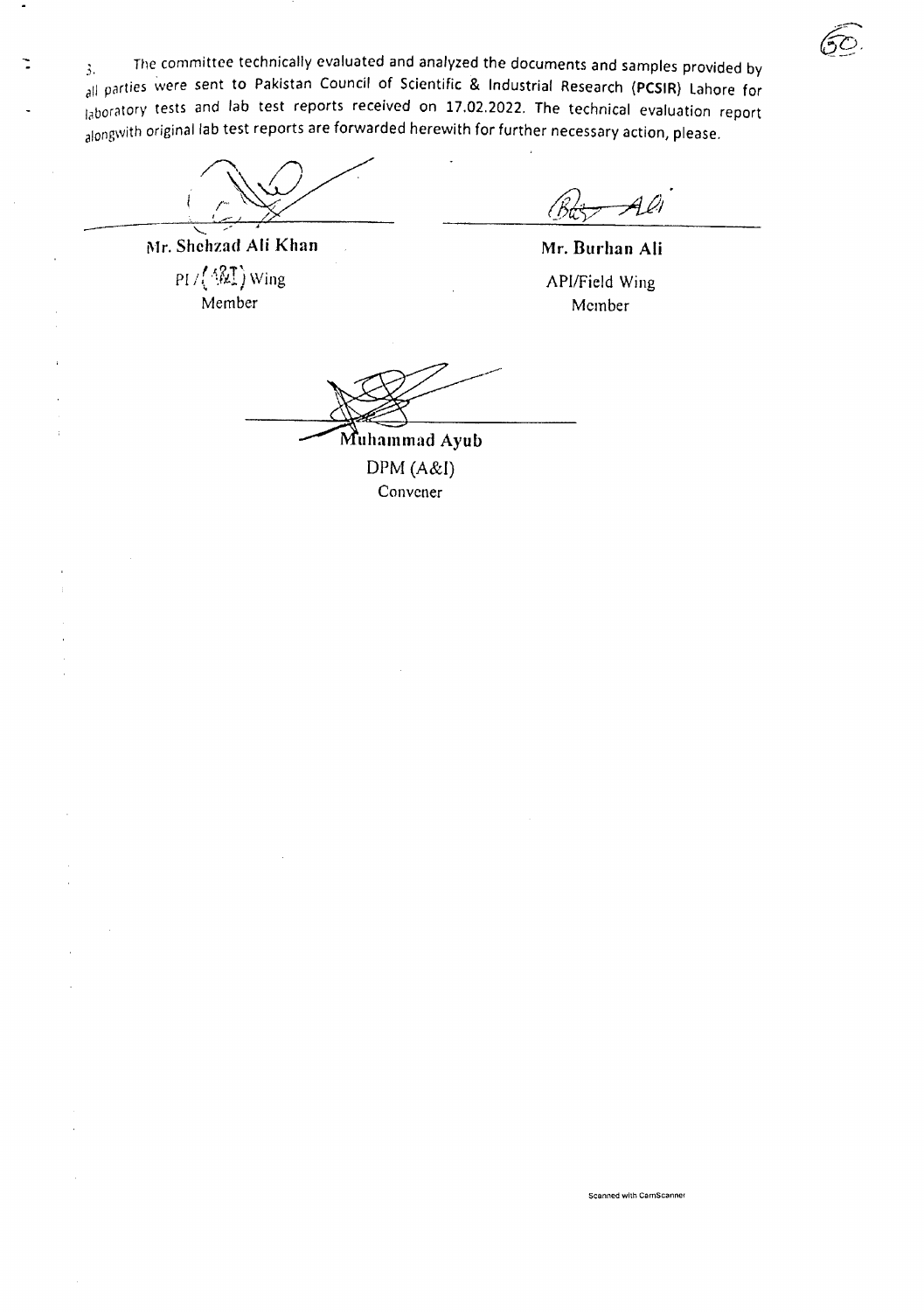3. The committee technically evaluated and analyzed the documents and samples provided by all parties were sent to Pakistan Council of Scientific & Industrial Research (**PCSIR**) Lahore for laboratory tests and lab test reports received on 17.02.2022. The technical evaluation report alongwith original lab test reports are forwarded herewith for further necessary action, please.

**Mr. Shehzad Ali Khan**
PI / (A&I) Wing
Member

**Mr. Burhan Ali**
API/Field Wing
Member

**Muhammad Ayub**
DPM (A&I)
Convener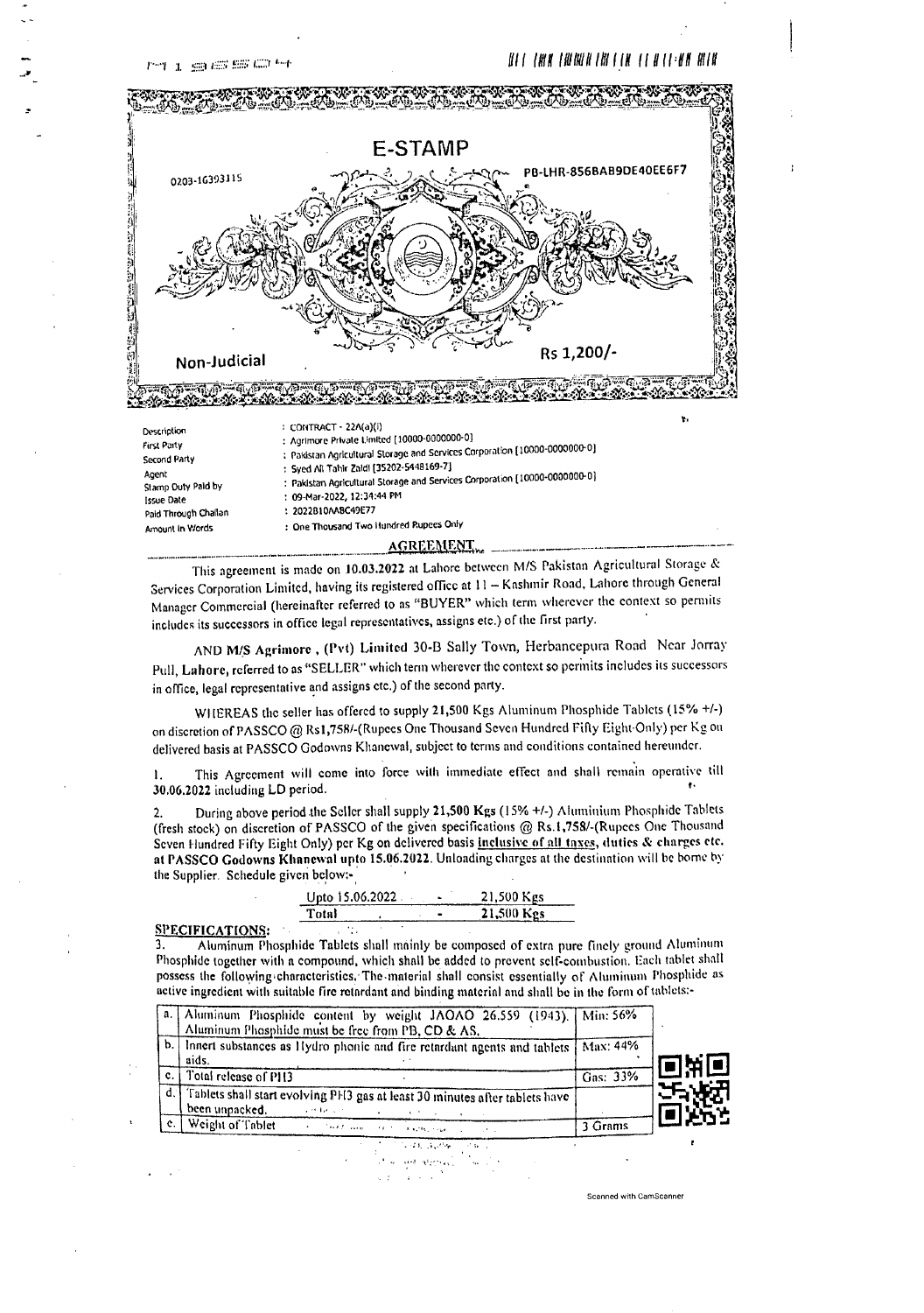# E-STAMP

0203-16393115

PB-LHR-856BAB9DE40EE6F7

Non-Judicial

Rs 1,200/-

| | |
|---|---|
| Description | : CONTRACT - 22A(a)(i) |
| First Party | : Agrimore Private Limited [10000-0000000-0] |
| Second Party | : Pakistan Agricultural Storage and Services Corporation [10000-0000000-0] |
| Agent | : Syed Ali Tahir Zaidi [35202-5448169-7] |
| Stamp Duty Paid by | : Pakistan Agricultural Storage and Services Corporation [10000-0000000-0] |
| Issue Date | : 09-Mar-2022, 12:34:44 PM |
| Paid Through Challan | : 2022B10AABC49E77 |
| Amount In Words | : One Thousand Two Hundred Rupees Only |

## AGREEMENT

This agreement is made on **10.03.2022** at Lahore between M/S Pakistan Agricultural Storage & Services Corporation Limited, having its registered office at 11 – Kashmir Road, Lahore through General Manager Commercial (hereinafter referred to as "BUYER" which term wherever the context so permits includes its successors in office legal representatives, assigns etc.) of the first party.

AND **M/S Agrimore**, **(Pvt)** Limited 30-B Sally Town, Herbancepura Road Near Jorray Pull, **Lahore**, referred to as "SELLER" which term wherever the context so permits includes its successors in office, legal representative and assigns etc.) of the second party.

WHEREAS the seller has offered to supply **21,500** Kgs Aluminum Phosphide Tablets (15% +/-) on discretion of PASSCO @ Rs1,758/-(Rupees One Thousand Seven Hundred Fifty Eight Only) per Kg on delivered basis at PASSCO Godowns Khanewal, subject to terms and conditions contained hereunder.

1. This Agreement will come into force with immediate effect and shall remain operative till **30.06.2022** including LD period.

2. During above period the Seller shall supply **21,500 Kgs** (15% +/-) Aluminium Phosphide Tablets (fresh stock) on discretion of PASSCO of the given specifications @ Rs.1,758/-(Rupees One Thousand Seven Hundred Fifty Eight Only) per Kg on delivered basis **inclusive of all taxes, duties & charges etc. at PASSCO Godowns Khanewal upto 15.06.2022**. Unloading charges at the destination will be borne by the Supplier. Schedule given below:-

| | | |
|---|---|---|
| Upto 15.06.2022 | - | 21,500 Kgs |
| **Total** | - | **21,500 Kgs** |

**SPECIFICATIONS:**

3. Aluminum Phosphide Tablets shall mainly be composed of extra pure finely ground Aluminum Phosphide together with a compound, which shall be added to prevent self-combustion. Each tablet shall possess the following characteristics. The material shall consist essentially of Aluminum Phosphide as active ingredient with suitable fire retardant and binding material and shall be in the form of tablets:-

| | | |
|---|---|---|
| a. | Aluminum Phosphide content by weight JAOAO 26.559 (1943). Aluminum Phosphide must be free from PB, CD & AS. | Min: 56% |
| b. | Innert substances as Hydro phonic and fire retardant agents and tablets aids. | Max: 44% |
| c. | Total release of PH3 | Gas: 33% |
| d. | Tablets shall start evolving PH3 gas at least 30 minutes after tablets have been unpacked. | |
| e. | Weight of Tablet | 3 Grams |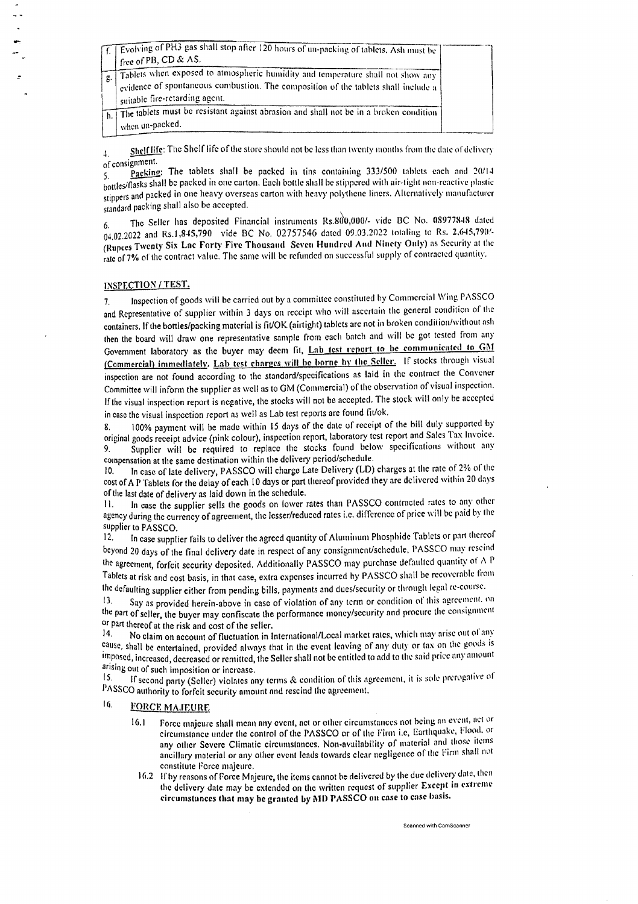| | | |
|---|---|---|
| f. | Evolving of PH3 gas shall stop after 120 hours of un-packing of tablets. Ash must be free of PB, CD & AS. | |
| g. | Tablets when exposed to atmospheric humidity and temperature shall not show any evidence of spontaneous combustion. The composition of the tablets shall include a suitable fire-retarding agent. | |
| h. | The tablets must be resistant against abrasion and shall not be in a broken condition when un-packed. | |

4. **Shelf life**: The Shelf life of the store should not be less than twenty months from the date of delivery of consignment.

5. **Packing**: The tablets shall be packed in tins containing 333/500 tablets each and 20/14 bottles/flasks shall be packed in one carton. Each bottle shall be stippered with air-tight non-reactive plastic stippers and packed in one heavy overseas carton with heavy polythene liners. Alternatively manufacturer standard packing shall also be accepted.

6. The Seller has deposited Financial instruments Rs.800,000/- vide BC No. 08977848 dated 04.02.2022 and Rs.1,845,790 vide BC No. 02757546 dated 09.03.2022 totaling to Rs. 2,645,790/- **(Rupees Twenty Six Lac Forty Five Thousand Seven Hundred And Ninety Only)** as Security at the rate of 7% of the contract value. The same will be refunded on successful supply of contracted quantity.

## INSPECTION / TEST.

7. Inspection of goods will be carried out by a committee constituted by Commercial Wing PASSCO and Representative of supplier within 3 days on receipt who will ascertain the general condition of the containers. If the bottles/packing material is fit/OK (airtight) tablets are not in broken condition/without ash then the board will draw one representative sample from each batch and will be got tested from any Government laboratory as the buyer may deem fit, **Lab test report to be communicated to GM (Commercial) immediately. Lab test charges will be borne by the Seller.** If stocks through visual inspection are not found according to the standard/specifications as laid in the contract the Convener Committee will inform the supplier as well as to GM (Commercial) of the observation of visual inspection. If the visual inspection report is negative, the stocks will not be accepted. The stock will only be accepted in case the visual inspection report as well as Lab test reports are found fit/ok.

8. 100% payment will be made within 15 days of the date of receipt of the bill duly supported by original goods receipt advice (pink colour), inspection report, laboratory test report and Sales Tax Invoice.

9. Supplier will be required to replace the stocks found below specifications without any compensation at the same destination within the delivery period/schedule.

10. In case of late delivery, PASSCO will charge Late Delivery (LD) charges at the rate of 2% of the cost of A P Tablets for the delay of each 10 days or part thereof provided they are delivered within 20 days of the last date of delivery as laid down in the schedule.

11. In case the supplier sells the goods on lower rates than PASSCO contracted rates to any other agency during the currency of agreement, the lesser/reduced rates i.e. difference of price will be paid by the supplier to PASSCO.

12. In case supplier fails to deliver the agreed quantity of Aluminum Phosphide Tablets or part thereof beyond 20 days of the final delivery date in respect of any consignment/schedule, PASSCO may rescind the agreement, forfeit security deposited. Additionally PASSCO may purchase defaulted quantity of A P Tablets at risk and cost basis, in that case, extra expenses incurred by PASSCO shall be recoverable from the defaulting supplier either from pending bills, payments and dues/security or through legal re-course.

13. Say as provided herein-above in case of violation of any term or condition of this agreement, on the part of seller, the buyer may confiscate the performance money/security and procure the consignment or part thereof at the risk and cost of the seller.

14. No claim on account of fluctuation in International/Local market rates, which may arise out of any cause, shall be entertained, provided always that in the event leaving of any duty or tax on the goods is imposed, increased, decreased or remitted, the Seller shall not be entitled to add to the said price any amount arising out of such imposition or increase.

15. If second party (Seller) violates any terms & condition of this agreement, it is sole prerogative of PASSCO authority to forfeit security amount and rescind the agreement.

16. **FORCE MAJEURE**

16.1 Force majeure shall mean any event, act or other circumstances not being an event, act or circumstance under the control of the PASSCO or of the Firm i.e, Earthquake, Flood, or any other Severe Climatic circumstances. Non-availability of material and those items ancillary material or any other event leads towards clear negligence of the Firm shall not constitute Force majeure.

16.2 If by reasons of Force Majeure, the items cannot be delivered by the due delivery date, then the delivery date may be extended on the written request of supplier **Except in extreme circumstances that may be granted by MD PASSCO on case to case basis.**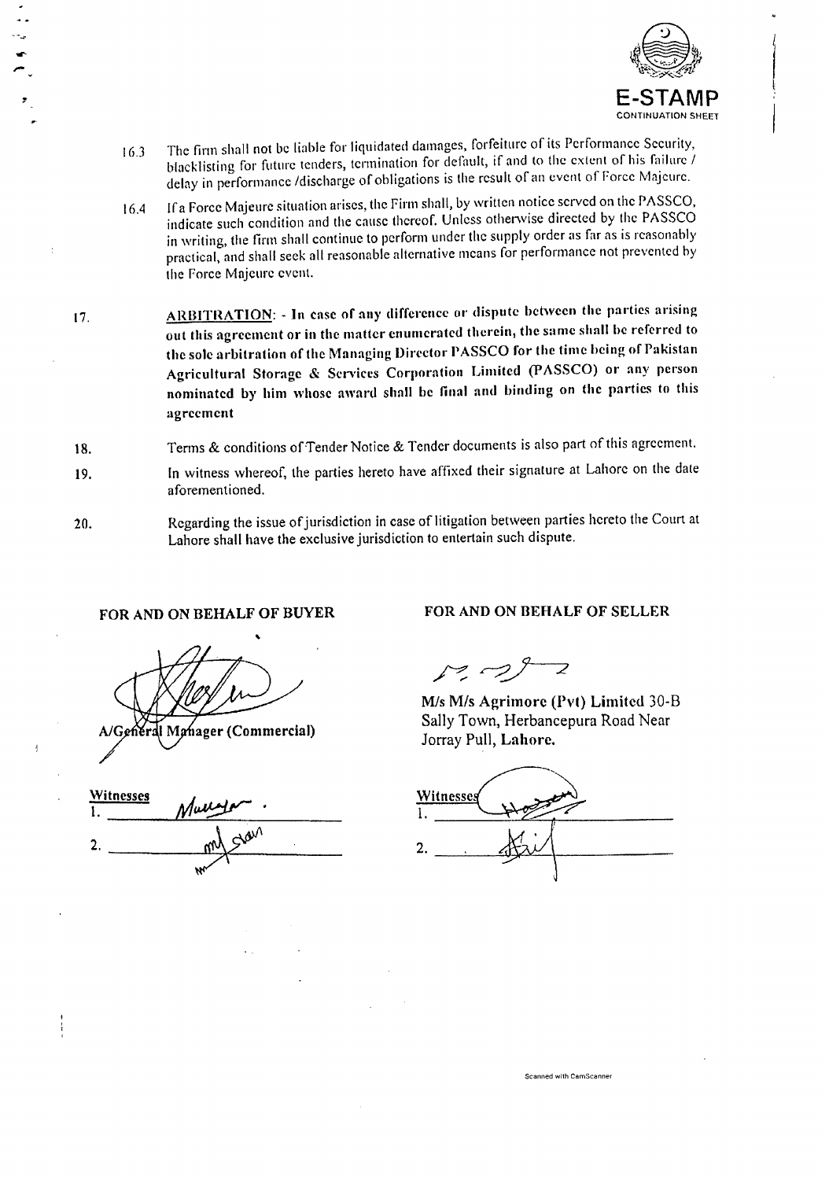E-STAMP
CONTINUATION SHEET

16.3 The firm shall not be liable for liquidated damages, forfeiture of its Performance Security, blacklisting for future tenders, termination for default, if and to the extent of his failure / delay in performance /discharge of obligations is the result of an event of Force Majeure.

16.4 If a Force Majeure situation arises, the Firm shall, by written notice served on the PASSCO, indicate such condition and the cause thereof. Unless otherwise directed by the PASSCO in writing, the firm shall continue to perform under the supply order as far as is reasonably practical, and shall seek all reasonable alternative means for performance not prevented by the Force Majeure event.

17. **ARBITRATION: - In case of any difference or dispute between the parties arising out this agreement or in the matter enumerated therein, the same shall be referred to the sole arbitration of the Managing Director PASSCO for the time being of Pakistan Agricultural Storage & Services Corporation Limited (PASSCO) or any person nominated by him whose award shall be final and binding on the parties to this agreement**

18. Terms & conditions of Tender Notice & Tender documents is also part of this agreement.

19. In witness whereof, the parties hereto have affixed their signature at Lahore on the date aforementioned.

20. Regarding the issue of jurisdiction in case of litigation between parties hereto the Court at Lahore shall have the exclusive jurisdiction to entertain such dispute.

**FOR AND ON BEHALF OF BUYER**

A/General Manager (Commercial)

Witnesses
1. ____________
2. ____________

**FOR AND ON BEHALF OF SELLER**

M/s M/s Agrimore (Pvt) Limited 30-B Sally Town, Herbancepura Road Near Jorray Pull, **Lahore.**

Witnesses
1. ____________
2. ____________

Scanned with CamScanner